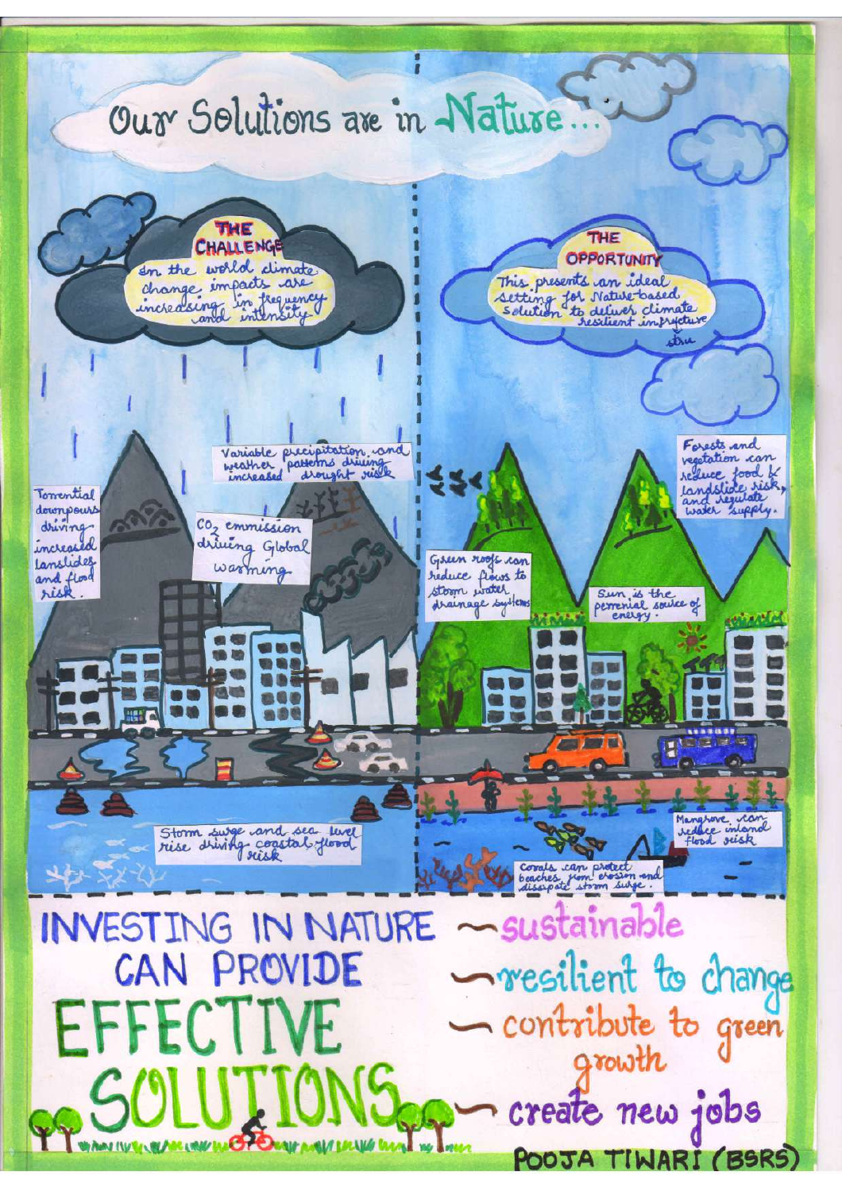# Our Solutions are in Nature...

**THE CHALLENGE**

In the world climate change, impacts are increasing in frequency and intensity.

**THE OPPORTUNITY**

This presents an ideal setting for Nature-based solution to deliver climate resilient infrastructure.

Variable precipitation and weather patterns driving increased drought risk

Torrential downpours driving increased landslides and flood risk.

$CO_2$ emmission driving Global warming

Storm surge and sea level rise driving coastal flood risk

Forests and vegetation can reduce food & landslide risk, and regulate water supply.

Green roofs can reduce flows to storm water drainage systems

Sun is the perrenial source of energy.

Mangrove can reduce inland flood risk

Corals can protect beaches from erosion and dissipate storm surge.

## INVESTING IN NATURE CAN PROVIDE EFFECTIVE SOLUTIONS

- sustainable
- resilient to change
- contribute to green growth
- create new jobs

POOJA TIWARI (BSRS)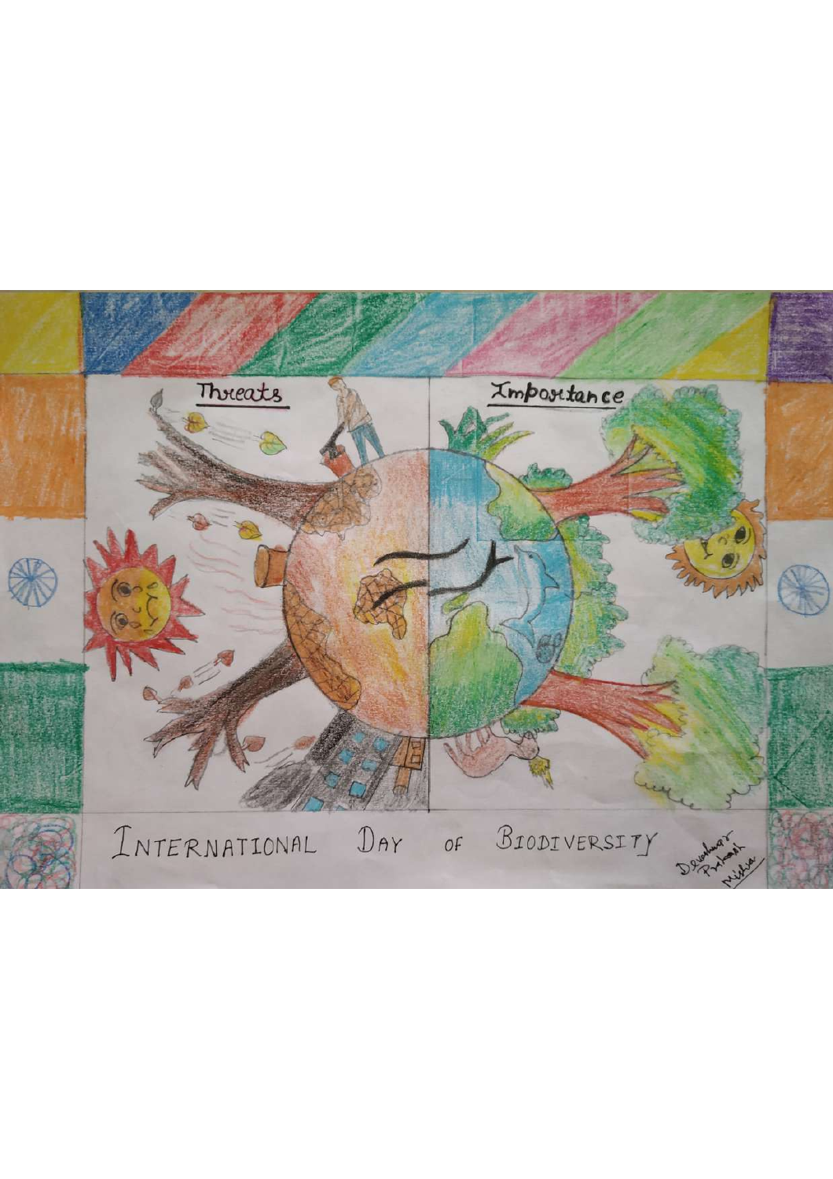Threats

Importance

INTERNATIONAL DAY OF BIODIVERSITY

Devakumar Prakash Mishra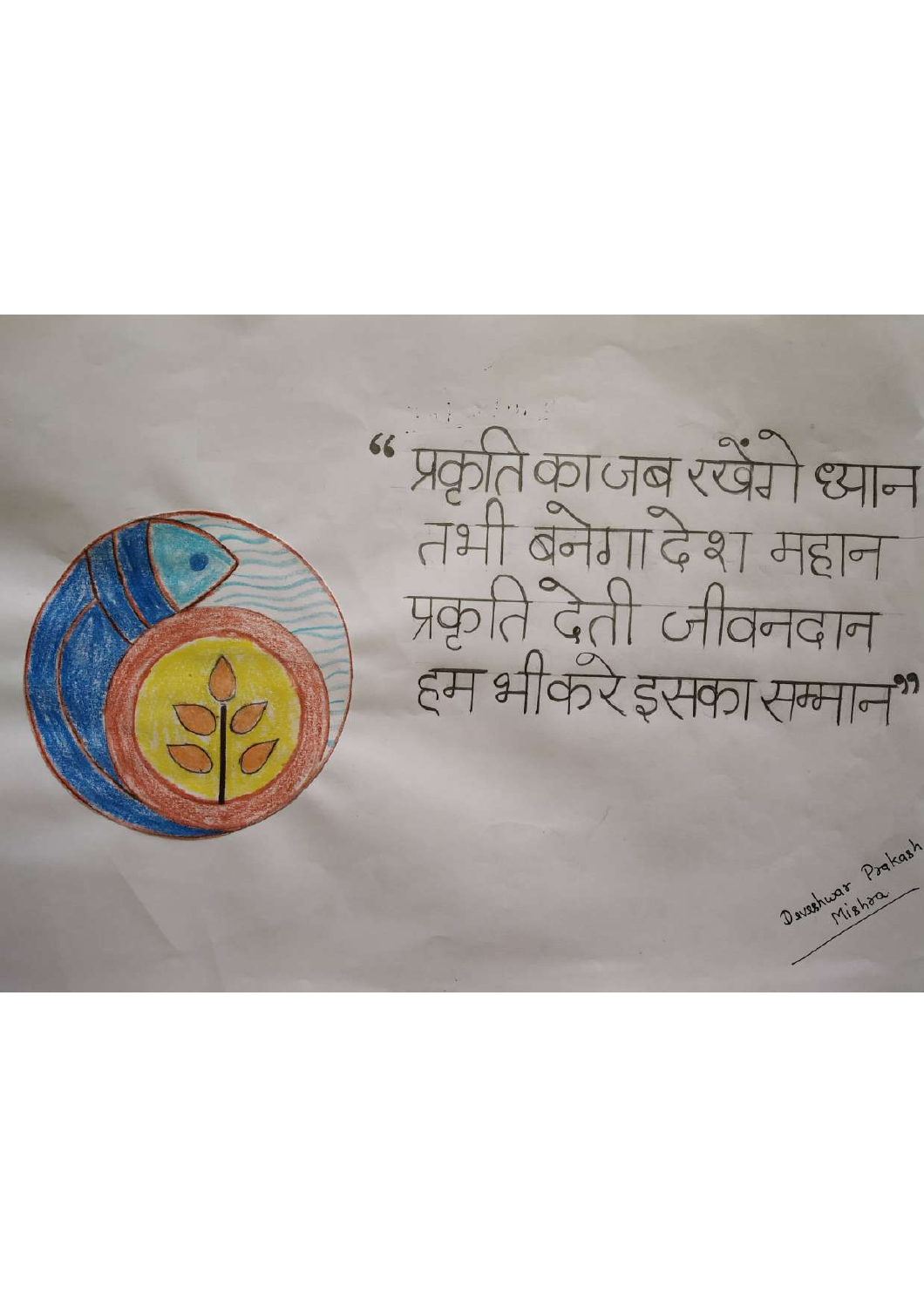"प्रकृति का जब रखेंगे ध्यान
तभी बनेगा देश महान
प्रकृति देती जीवनदान
हम भी करे इसका सम्मान"

Deveshwar Prakash Mishra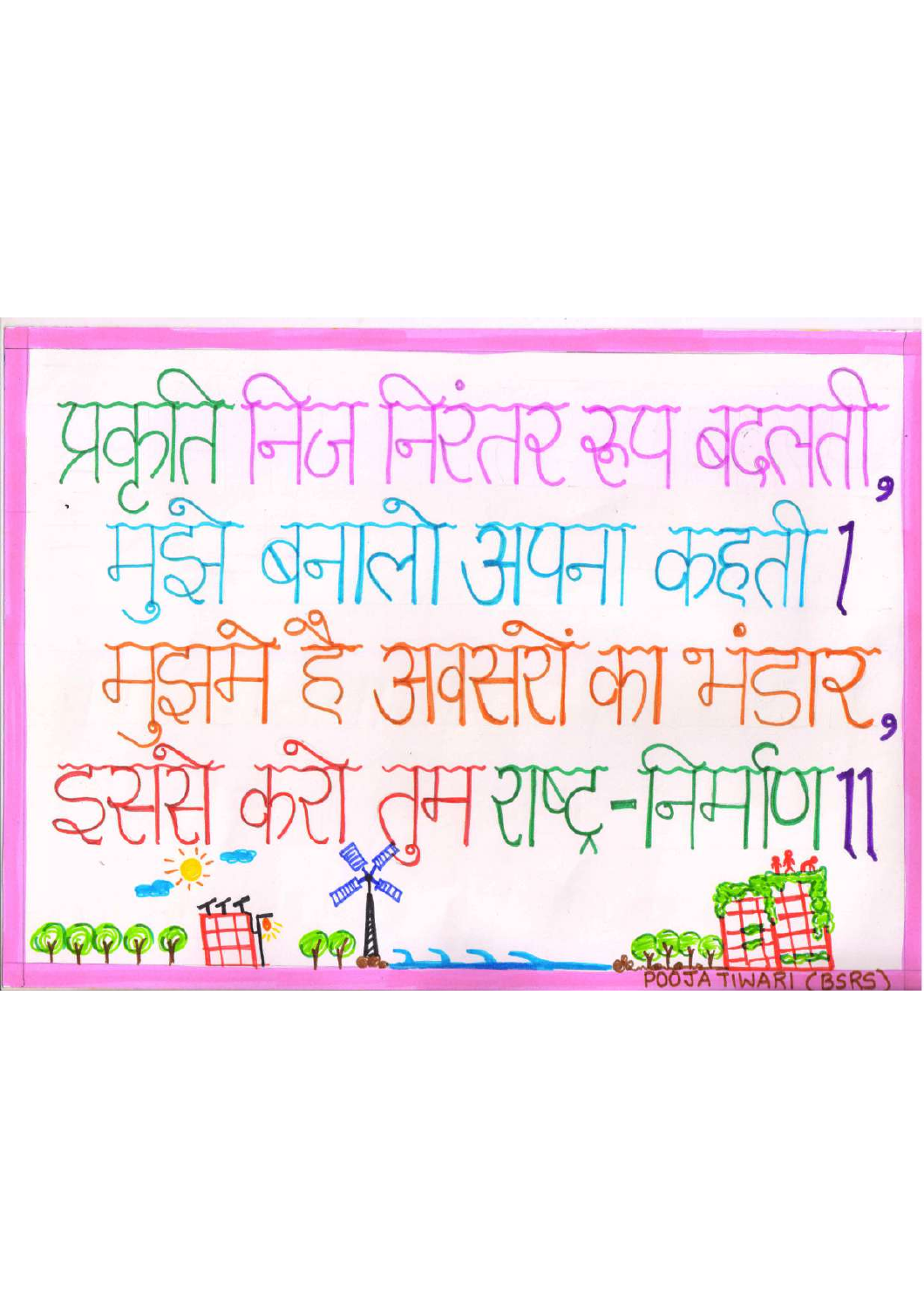प्रकृति निज निरंतर रूप बदलती,
मुझे बनालो अपना कहती।
मुझमे है अवसरों का भंडार,
इससे करो तुम राष्ट्र-निर्माण॥

POOJA TIWARI (BSRS)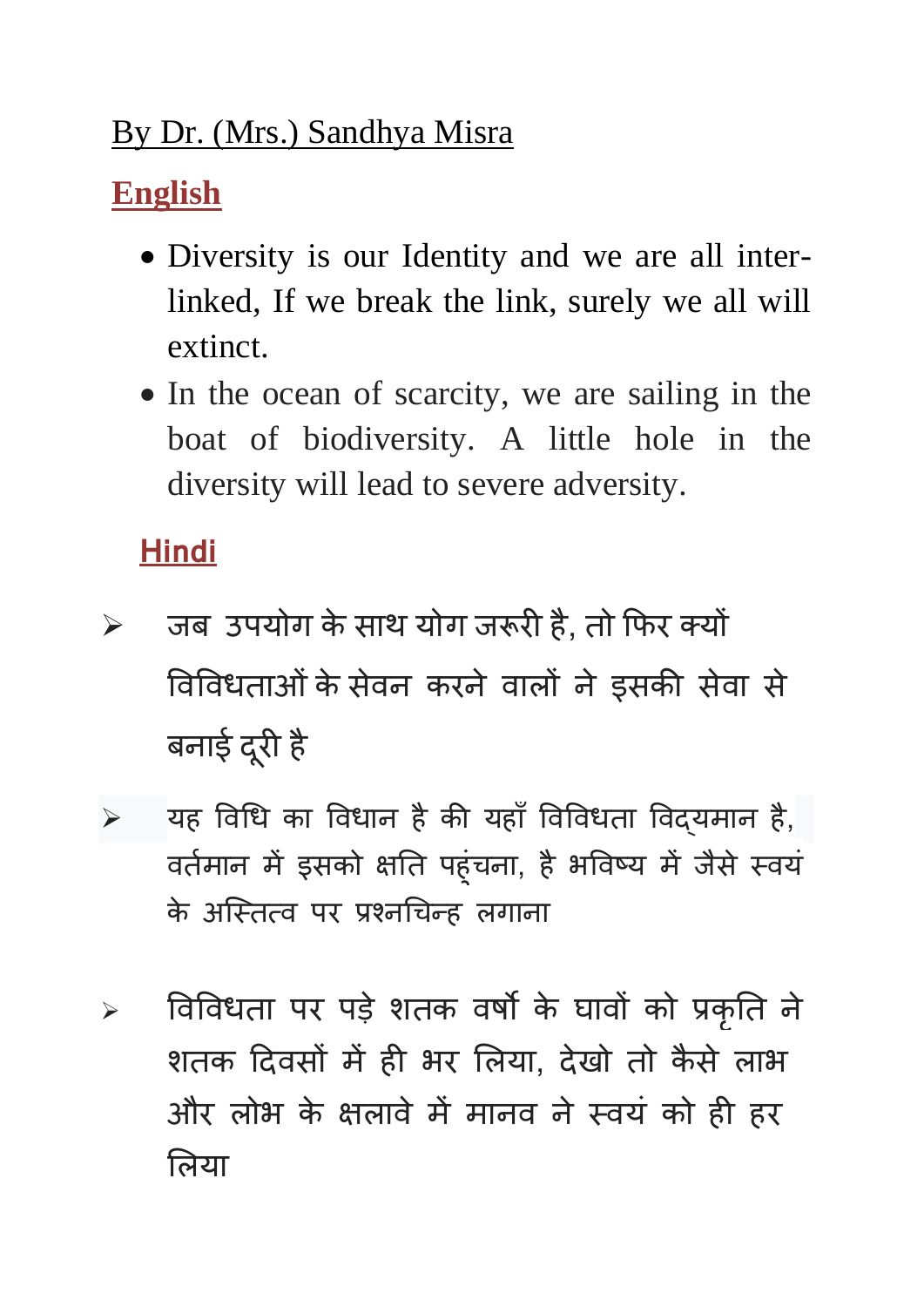By Dr. (Mrs.) Sandhya Misra

## English

- Diversity is our Identity and we are all inter-linked, If we break the link, surely we all will extinct.
- In the ocean of scarcity, we are sailing in the boat of biodiversity. A little hole in the diversity will lead to severe adversity.

## Hindi

- जब उपयोग के साथ योग जरूरी है, तो फिर क्यों विविधताओं के सेवन करने वालों ने इसकी सेवा से बनाई दूरी है
- यह विधि का विधान है की यहाँ विविधता विद्यमान है, वर्तमान में इसको क्षति पहुंचना, है भविष्य में जैसे स्वयं के अस्तित्व पर प्रश्नचिन्ह लगाना
- विविधता पर पड़े शतक वर्षो के घावों को प्रकृति ने शतक दिवसों में ही भर लिया, देखो तो कैसे लाभ और लोभ के क्षलावे में मानव ने स्वयं को ही हर लिया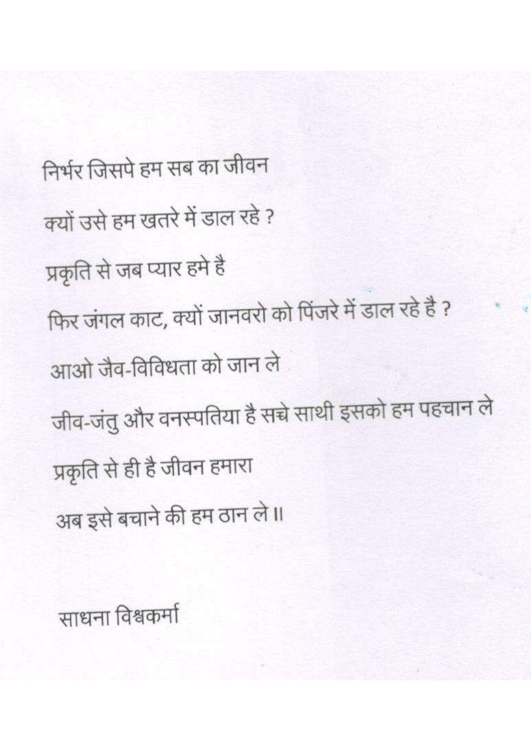निर्भर जिसपे हम सब का जीवन

क्यों उसे हम खतरे में डाल रहे ?

प्रकृति से जब प्यार हमे है

फिर जंगल काट, क्यों जानवरो को पिंजरे में डाल रहे है ?

आओ जैव-विविधता को जान ले

जीव-जंतु और वनस्पतिया है सच्चे साथी इसको हम पहचान ले

प्रकृति से ही है जीवन हमारा

अब इसे बचाने की हम ठान ले ॥

साधना विश्वकर्मा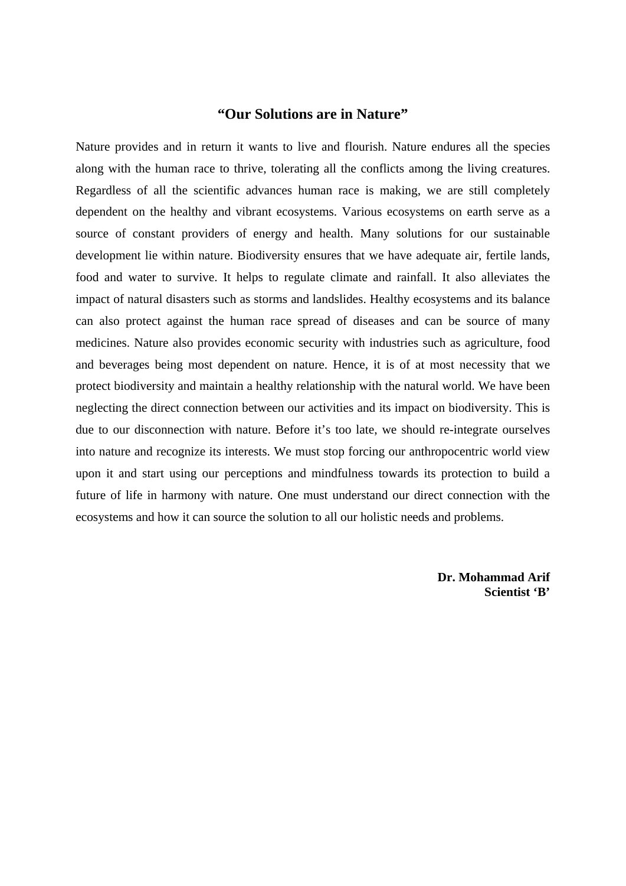## “Our Solutions are in Nature”

Nature provides and in return it wants to live and flourish. Nature endures all the species along with the human race to thrive, tolerating all the conflicts among the living creatures. Regardless of all the scientific advances human race is making, we are still completely dependent on the healthy and vibrant ecosystems. Various ecosystems on earth serve as a source of constant providers of energy and health. Many solutions for our sustainable development lie within nature. Biodiversity ensures that we have adequate air, fertile lands, food and water to survive. It helps to regulate climate and rainfall. It also alleviates the impact of natural disasters such as storms and landslides. Healthy ecosystems and its balance can also protect against the human race spread of diseases and can be source of many medicines. Nature also provides economic security with industries such as agriculture, food and beverages being most dependent on nature. Hence, it is of at most necessity that we protect biodiversity and maintain a healthy relationship with the natural world. We have been neglecting the direct connection between our activities and its impact on biodiversity. This is due to our disconnection with nature. Before it’s too late, we should re-integrate ourselves into nature and recognize its interests. We must stop forcing our anthropocentric world view upon it and start using our perceptions and mindfulness towards its protection to build a future of life in harmony with nature. One must understand our direct connection with the ecosystems and how it can source the solution to all our holistic needs and problems.

**Dr. Mohammad Arif**
**Scientist ‘B’**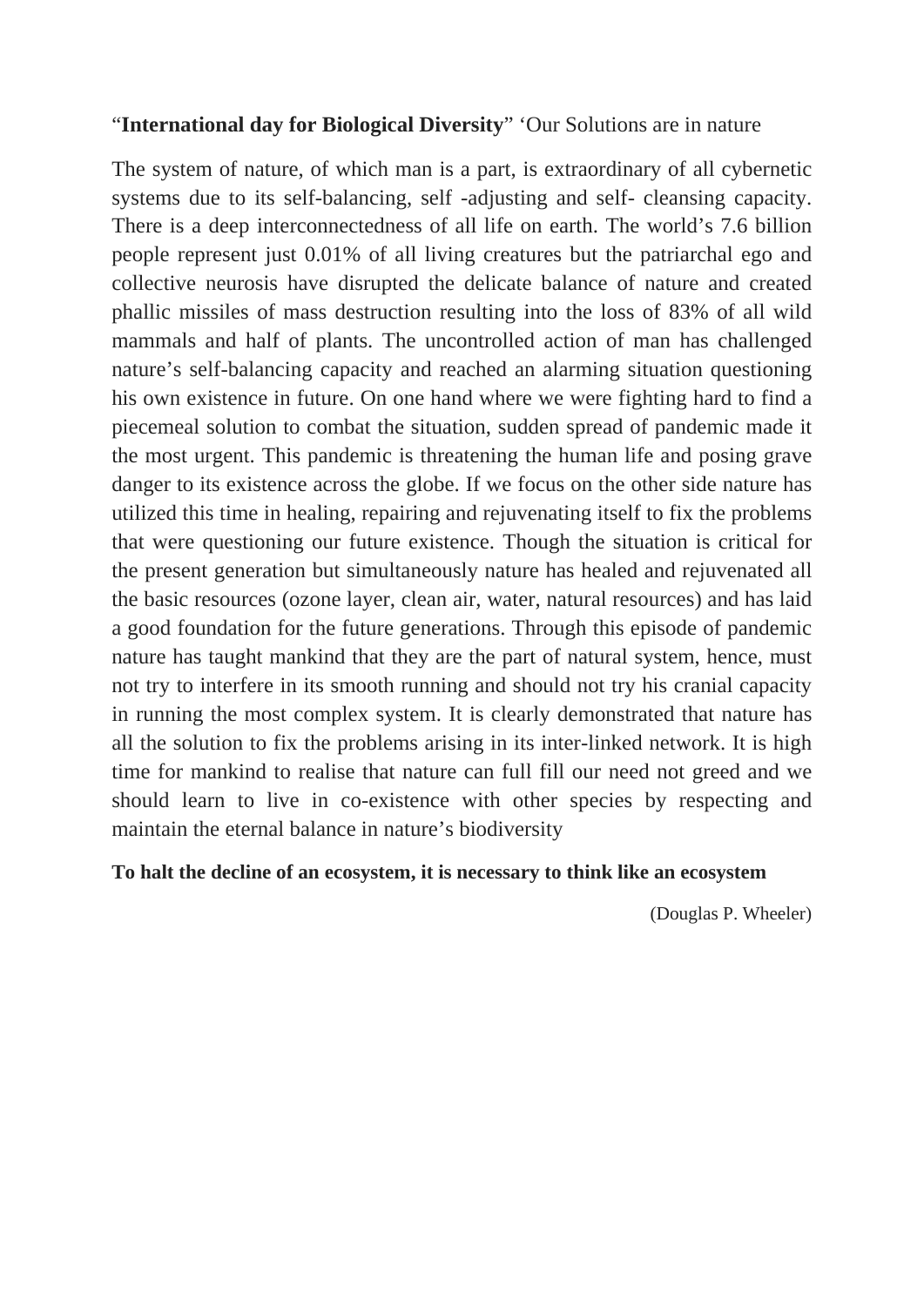"**International day for Biological Diversity**" 'Our Solutions are in nature

The system of nature, of which man is a part, is extraordinary of all cybernetic systems due to its self-balancing, self -adjusting and self- cleansing capacity. There is a deep interconnectedness of all life on earth. The world's 7.6 billion people represent just 0.01% of all living creatures but the patriarchal ego and collective neurosis have disrupted the delicate balance of nature and created phallic missiles of mass destruction resulting into the loss of 83% of all wild mammals and half of plants. The uncontrolled action of man has challenged nature's self-balancing capacity and reached an alarming situation questioning his own existence in future. On one hand where we were fighting hard to find a piecemeal solution to combat the situation, sudden spread of pandemic made it the most urgent. This pandemic is threatening the human life and posing grave danger to its existence across the globe. If we focus on the other side nature has utilized this time in healing, repairing and rejuvenating itself to fix the problems that were questioning our future existence. Though the situation is critical for the present generation but simultaneously nature has healed and rejuvenated all the basic resources (ozone layer, clean air, water, natural resources) and has laid a good foundation for the future generations. Through this episode of pandemic nature has taught mankind that they are the part of natural system, hence, must not try to interfere in its smooth running and should not try his cranial capacity in running the most complex system. It is clearly demonstrated that nature has all the solution to fix the problems arising in its inter-linked network. It is high time for mankind to realise that nature can full fill our need not greed and we should learn to live in co-existence with other species by respecting and maintain the eternal balance in nature's biodiversity

**To halt the decline of an ecosystem, it is necessary to think like an ecosystem**

(Douglas P. Wheeler)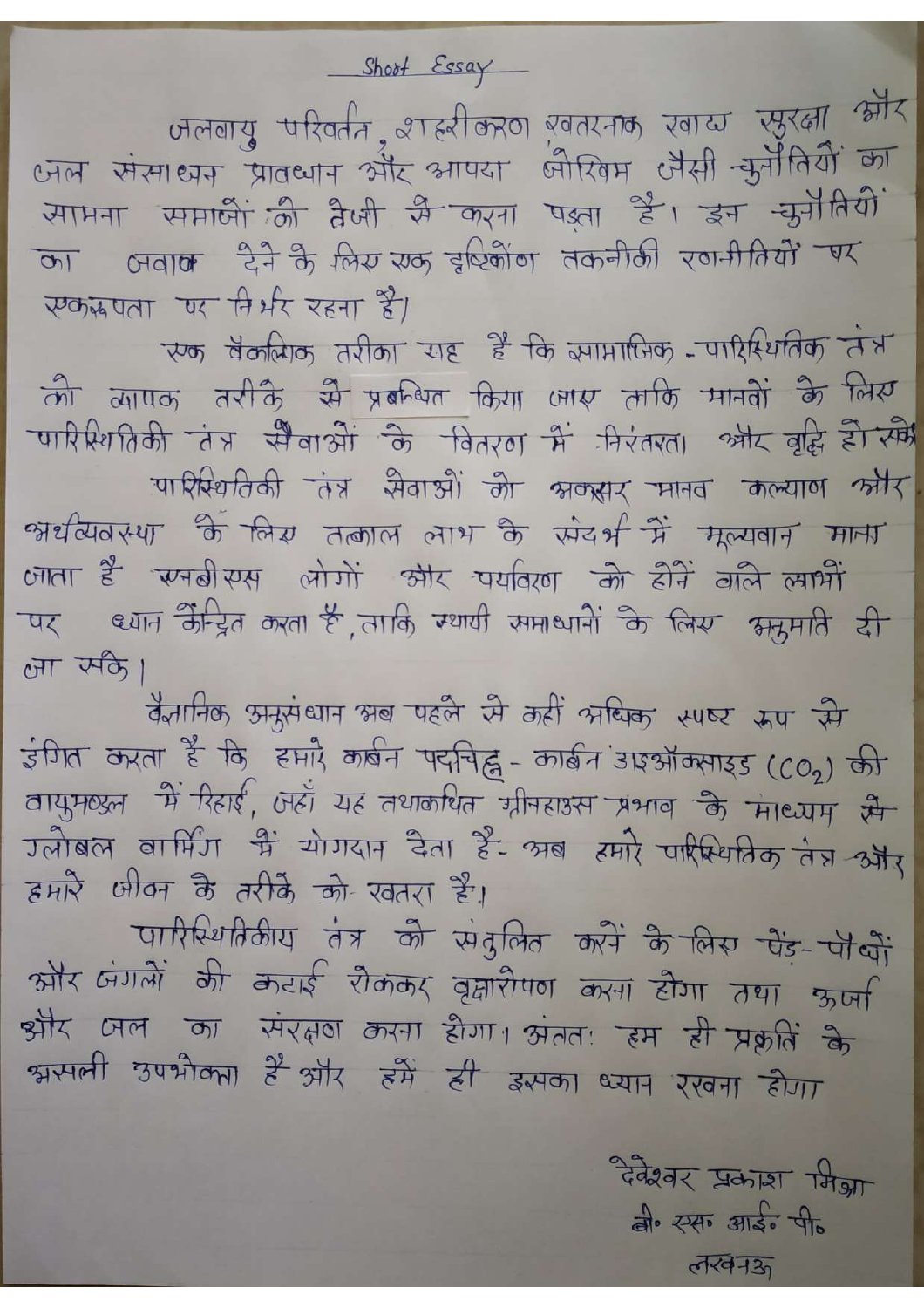## Short Essay

जलवायु परिवर्तन, शहरीकरण खतरनाक खाद्य सुरक्षा और जल संसाधन प्रावधान और आपदा जोखिम जैसी चुनौतियों का सामना समाजों को तेजी से करना पड़ता है। इन चुनौतियों का जवाब देने के लिए एक दृष्टिकोण तकनीकी रणनीतियों पर एकरूपता पर निर्भर रहना है।

एक वैकल्पिक तरीका यह है कि सामाजिक - पारिस्थितिक तंत्र को व्यापक तरीके से प्रबन्धित किया जाए ताकि मानवों के लिए पारिस्थितिकी तंत्र सेवाओं के वितरण में निरंतरता और वृद्धि हो सके।

पारिस्थितिकी तंत्र सेवाओं को अक्सर मानव कल्याण और अर्थव्यवस्था के लिए तत्काल लाभ के संदर्भ में मूल्यवान माना जाता है एनबीएस लोगों और पर्यावरण को होनें वाले लाभों पर ध्यान केंद्रित करता है, ताकि स्थायी समाधानों के लिए अनुमति दी जा सके।

वैज्ञानिक अनुसंधान अब पहले से कहीं अधिक स्पष्ट रूप से इंगित करता है कि हमारे कार्बन पदचिह्न - कार्बन डाइऑक्साइड ($CO_2$) की वायुमण्डल में रिहाई, जहाँ यह तथाकथित ग्रीनहाउस प्रभाव के माध्यम से ग्लोबल वार्मिंग में योगदान देता है - अब हमारे पारिस्थितिक तंत्र और हमारे जीवन के तरीके को खतरा है।

पारिस्थितिकीय तंत्र को संतुलित करनें के लिए पेड़-पौधों और जंगलों की कटाई रोककर वृक्षारोपण करना होगा तथा ऊर्जा और जल का संरक्षण करना होगा। अंततः हम ही प्रकृति के असली उपभोक्ता हैं और हमें ही इसका ध्यान रखना होगा

देवेश्वर प्रकाश मिश्रा  
बी॰ एस॰ आई॰ पी॰  
लखनऊ